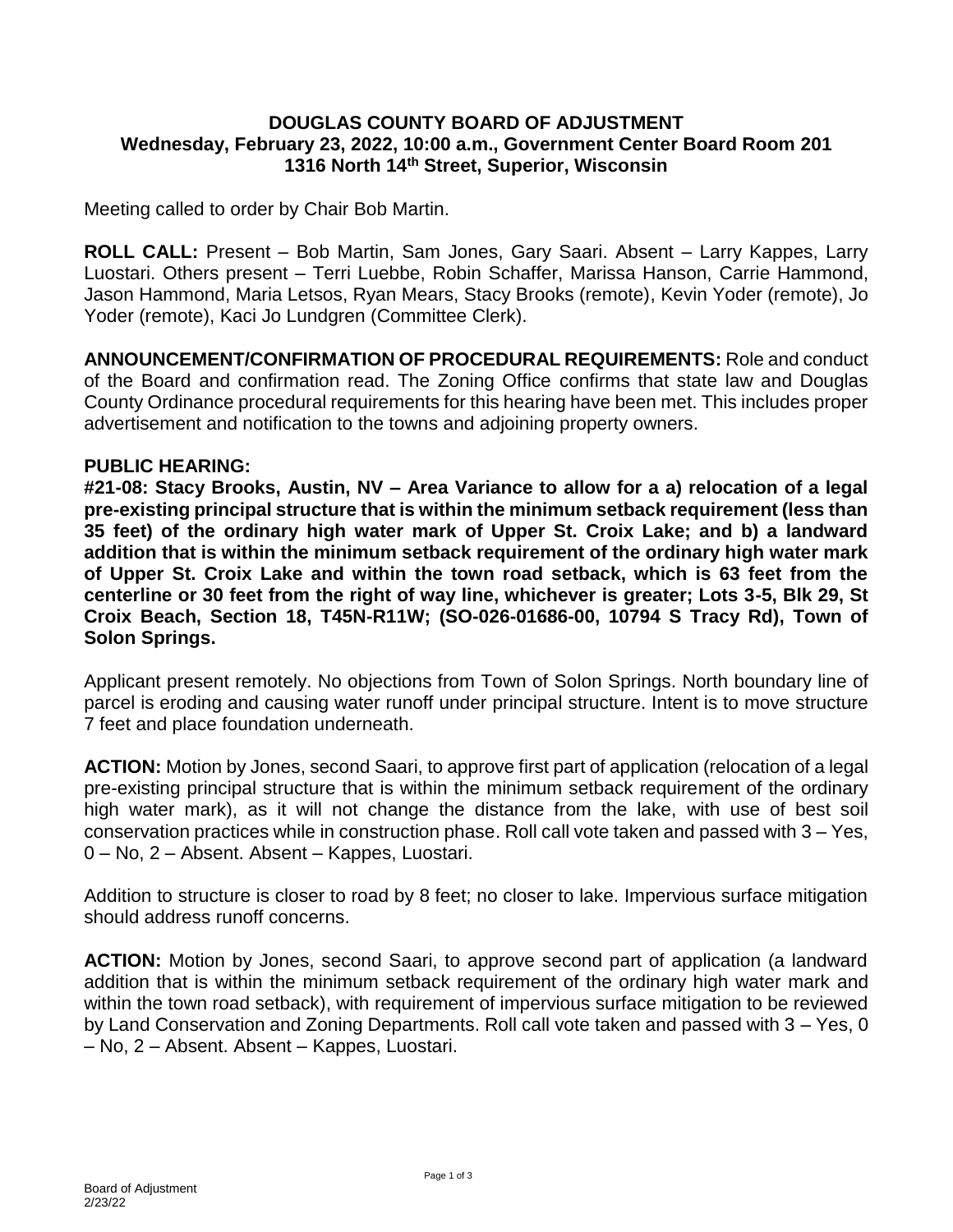# DOUGLAS COUNTY BOARD OF ADJUSTMENT
## Wednesday, February 23, 2022, 10:00 a.m., Government Center Board Room 201
## 1316 North 14th Street, Superior, Wisconsin

Meeting called to order by Chair Bob Martin.

**ROLL CALL:** Present – Bob Martin, Sam Jones, Gary Saari. Absent – Larry Kappes, Larry Luostari. Others present – Terri Luebbe, Robin Schaffer, Marissa Hanson, Carrie Hammond, Jason Hammond, Maria Letsos, Ryan Mears, Stacy Brooks (remote), Kevin Yoder (remote), Jo Yoder (remote), Kaci Jo Lundgren (Committee Clerk).

**ANNOUNCEMENT/CONFIRMATION OF PROCEDURAL REQUIREMENTS:** Role and conduct of the Board and confirmation read. The Zoning Office confirms that state law and Douglas County Ordinance procedural requirements for this hearing have been met. This includes proper advertisement and notification to the towns and adjoining property owners.

**PUBLIC HEARING:**

**#21-08: Stacy Brooks, Austin, NV – Area Variance to allow for a a) relocation of a legal pre-existing principal structure that is within the minimum setback requirement (less than 35 feet) of the ordinary high water mark of Upper St. Croix Lake; and b) a landward addition that is within the minimum setback requirement of the ordinary high water mark of Upper St. Croix Lake and within the town road setback, which is 63 feet from the centerline or 30 feet from the right of way line, whichever is greater; Lots 3-5, Blk 29, St Croix Beach, Section 18, T45N-R11W; (SO-026-01686-00, 10794 S Tracy Rd), Town of Solon Springs.**

Applicant present remotely. No objections from Town of Solon Springs. North boundary line of parcel is eroding and causing water runoff under principal structure. Intent is to move structure 7 feet and place foundation underneath.

**ACTION:** Motion by Jones, second Saari, to approve first part of application (relocation of a legal pre-existing principal structure that is within the minimum setback requirement of the ordinary high water mark), as it will not change the distance from the lake, with use of best soil conservation practices while in construction phase. Roll call vote taken and passed with 3 – Yes, 0 – No, 2 – Absent. Absent – Kappes, Luostari.

Addition to structure is closer to road by 8 feet; no closer to lake. Impervious surface mitigation should address runoff concerns.

**ACTION:** Motion by Jones, second Saari, to approve second part of application (a landward addition that is within the minimum setback requirement of the ordinary high water mark and within the town road setback), with requirement of impervious surface mitigation to be reviewed by Land Conservation and Zoning Departments. Roll call vote taken and passed with 3 – Yes, 0 – No, 2 – Absent. Absent – Kappes, Luostari.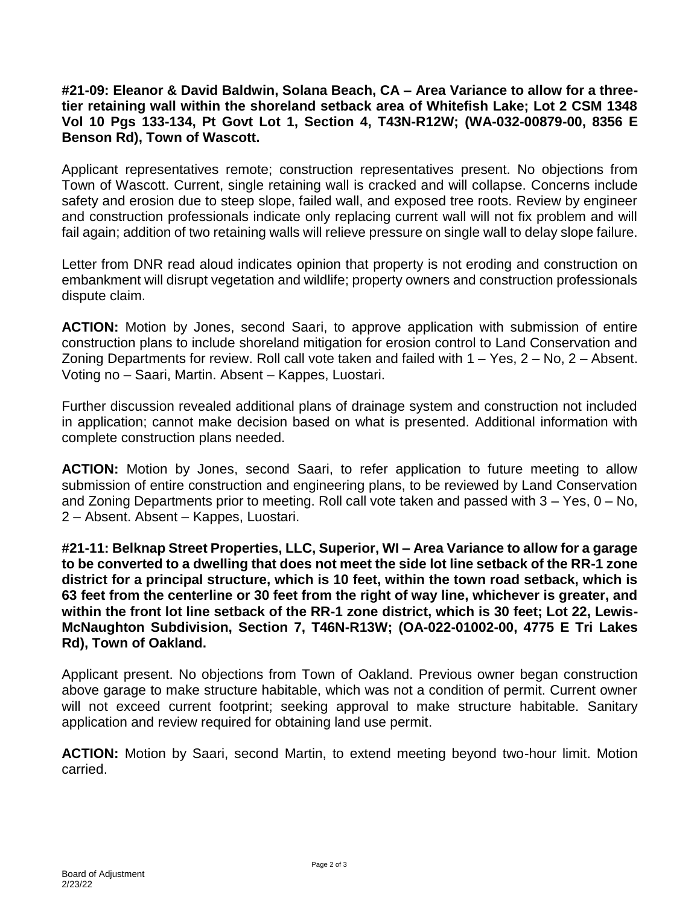**#21-09: Eleanor & David Baldwin, Solana Beach, CA – Area Variance to allow for a three-tier retaining wall within the shoreland setback area of Whitefish Lake; Lot 2 CSM 1348 Vol 10 Pgs 133-134, Pt Govt Lot 1, Section 4, T43N-R12W; (WA-032-00879-00, 8356 E Benson Rd), Town of Wascott.**

Applicant representatives remote; construction representatives present. No objections from Town of Wascott. Current, single retaining wall is cracked and will collapse. Concerns include safety and erosion due to steep slope, failed wall, and exposed tree roots. Review by engineer and construction professionals indicate only replacing current wall will not fix problem and will fail again; addition of two retaining walls will relieve pressure on single wall to delay slope failure.

Letter from DNR read aloud indicates opinion that property is not eroding and construction on embankment will disrupt vegetation and wildlife; property owners and construction professionals dispute claim.

**ACTION:** Motion by Jones, second Saari, to approve application with submission of entire construction plans to include shoreland mitigation for erosion control to Land Conservation and Zoning Departments for review. Roll call vote taken and failed with 1 – Yes, 2 – No, 2 – Absent. Voting no – Saari, Martin. Absent – Kappes, Luostari.

Further discussion revealed additional plans of drainage system and construction not included in application; cannot make decision based on what is presented. Additional information with complete construction plans needed.

**ACTION:** Motion by Jones, second Saari, to refer application to future meeting to allow submission of entire construction and engineering plans, to be reviewed by Land Conservation and Zoning Departments prior to meeting. Roll call vote taken and passed with 3 – Yes, 0 – No, 2 – Absent. Absent – Kappes, Luostari.

**#21-11: Belknap Street Properties, LLC, Superior, WI – Area Variance to allow for a garage to be converted to a dwelling that does not meet the side lot line setback of the RR-1 zone district for a principal structure, which is 10 feet, within the town road setback, which is 63 feet from the centerline or 30 feet from the right of way line, whichever is greater, and within the front lot line setback of the RR-1 zone district, which is 30 feet; Lot 22, Lewis-McNaughton Subdivision, Section 7, T46N-R13W; (OA-022-01002-00, 4775 E Tri Lakes Rd), Town of Oakland.**

Applicant present. No objections from Town of Oakland. Previous owner began construction above garage to make structure habitable, which was not a condition of permit. Current owner will not exceed current footprint; seeking approval to make structure habitable. Sanitary application and review required for obtaining land use permit.

**ACTION:** Motion by Saari, second Martin, to extend meeting beyond two-hour limit. Motion carried.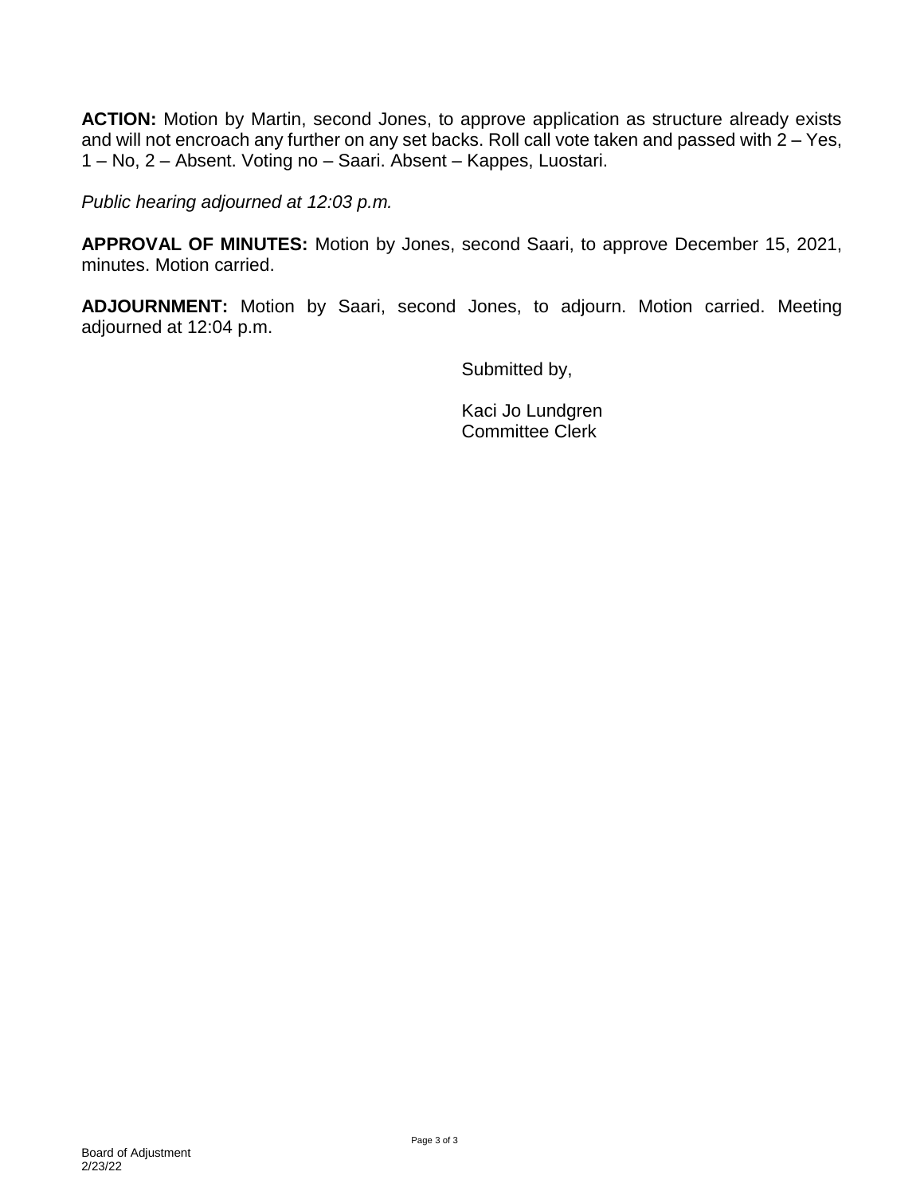**ACTION:** Motion by Martin, second Jones, to approve application as structure already exists and will not encroach any further on any set backs. Roll call vote taken and passed with 2 – Yes, 1 – No, 2 – Absent. Voting no – Saari. Absent – Kappes, Luostari.

*Public hearing adjourned at 12:03 p.m.*

**APPROVAL OF MINUTES:** Motion by Jones, second Saari, to approve December 15, 2021, minutes. Motion carried.

**ADJOURNMENT:** Motion by Saari, second Jones, to adjourn. Motion carried. Meeting adjourned at 12:04 p.m.

Submitted by,

Kaci Jo Lundgren
Committee Clerk